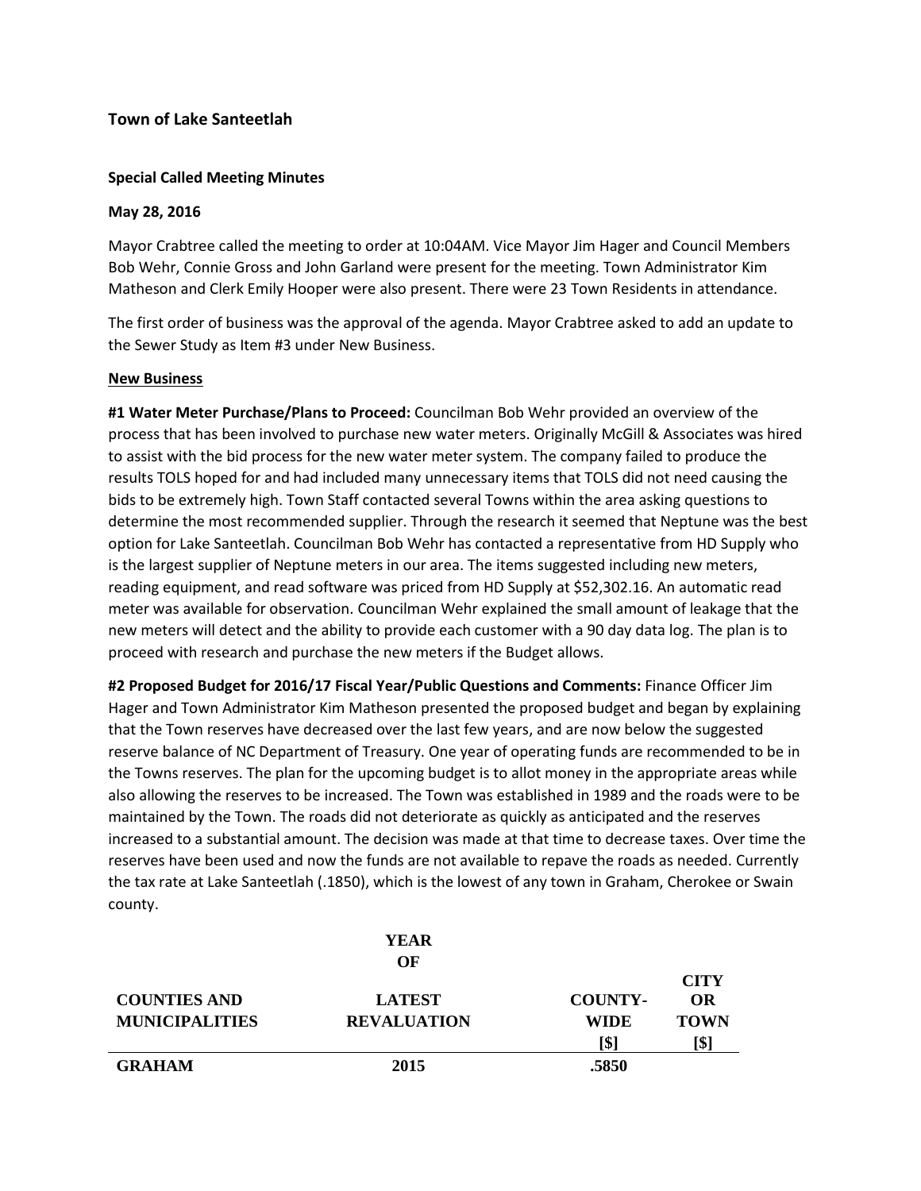### Town of Lake Santeetlah

**Special Called Meeting Minutes**

**May 28, 2016**

Mayor Crabtree called the meeting to order at 10:04AM. Vice Mayor Jim Hager and Council Members Bob Wehr, Connie Gross and John Garland were present for the meeting. Town Administrator Kim Matheson and Clerk Emily Hooper were also present. There were 23 Town Residents in attendance.

The first order of business was the approval of the agenda. Mayor Crabtree asked to add an update to the Sewer Study as Item #3 under New Business.

**New Business**

**#1 Water Meter Purchase/Plans to Proceed:** Councilman Bob Wehr provided an overview of the process that has been involved to purchase new water meters. Originally McGill & Associates was hired to assist with the bid process for the new water meter system. The company failed to produce the results TOLS hoped for and had included many unnecessary items that TOLS did not need causing the bids to be extremely high. Town Staff contacted several Towns within the area asking questions to determine the most recommended supplier. Through the research it seemed that Neptune was the best option for Lake Santeetlah. Councilman Bob Wehr has contacted a representative from HD Supply who is the largest supplier of Neptune meters in our area. The items suggested including new meters, reading equipment, and read software was priced from HD Supply at $52,302.16. An automatic read meter was available for observation. Councilman Wehr explained the small amount of leakage that the new meters will detect and the ability to provide each customer with a 90 day data log. The plan is to proceed with research and purchase the new meters if the Budget allows.

**#2 Proposed Budget for 2016/17 Fiscal Year/Public Questions and Comments:** Finance Officer Jim Hager and Town Administrator Kim Matheson presented the proposed budget and began by explaining that the Town reserves have decreased over the last few years, and are now below the suggested reserve balance of NC Department of Treasury. One year of operating funds are recommended to be in the Towns reserves. The plan for the upcoming budget is to allot money in the appropriate areas while also allowing the reserves to be increased. The Town was established in 1989 and the roads were to be maintained by the Town. The roads did not deteriorate as quickly as anticipated and the reserves increased to a substantial amount. The decision was made at that time to decrease taxes. Over time the reserves have been used and now the funds are not available to repave the roads as needed. Currently the tax rate at Lake Santeetlah (.1850), which is the lowest of any town in Graham, Cherokee or Swain county.

| COUNTIES AND MUNICIPALITIES | YEAR OF LATEST REVALUATION | COUNTY-WIDE [$] | CITY OR TOWN [$] |
|---|---|---|---|
| GRAHAM | 2015 | .5850 | |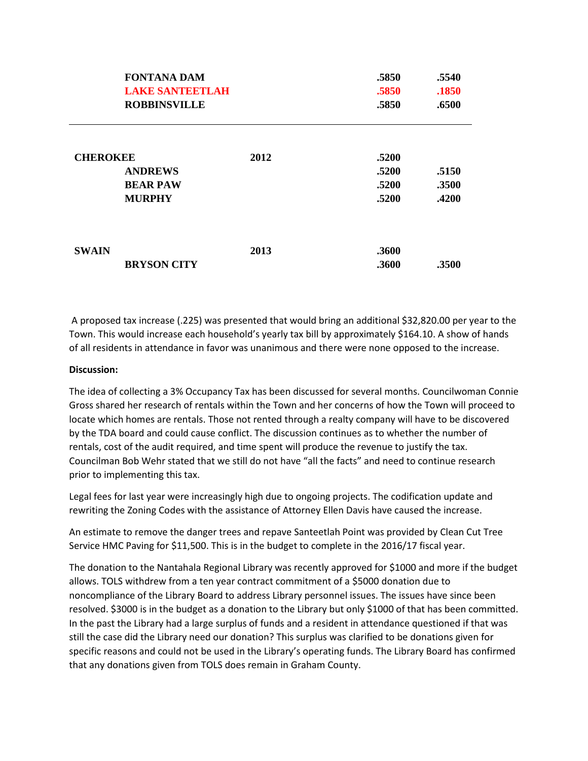| | | | | |
|---|---|---|---|---|
| | **FONTANA DAM** | | **.5850** | **.5540** |
| | **LAKE SANTEETLAH** | | **.5850** | **.1850** |
| | **ROBBINSVILLE** | | **.5850** | **.6500** |
| **CHEROKEE** | | **2012** | **.5200** | |
| | **ANDREWS** | | **.5200** | **.5150** |
| | **BEAR PAW** | | **.5200** | **.3500** |
| | **MURPHY** | | **.5200** | **.4200** |
| **SWAIN** | | **2013** | **.3600** | |
| | **BRYSON CITY** | | **.3600** | **.3500** |

A proposed tax increase (.225) was presented that would bring an additional $32,820.00 per year to the Town. This would increase each household's yearly tax bill by approximately $164.10. A show of hands of all residents in attendance in favor was unanimous and there were none opposed to the increase.

**Discussion:**

The idea of collecting a 3% Occupancy Tax has been discussed for several months. Councilwoman Connie Gross shared her research of rentals within the Town and her concerns of how the Town will proceed to locate which homes are rentals. Those not rented through a realty company will have to be discovered by the TDA board and could cause conflict. The discussion continues as to whether the number of rentals, cost of the audit required, and time spent will produce the revenue to justify the tax. Councilman Bob Wehr stated that we still do not have "all the facts" and need to continue research prior to implementing this tax.

Legal fees for last year were increasingly high due to ongoing projects. The codification update and rewriting the Zoning Codes with the assistance of Attorney Ellen Davis have caused the increase.

An estimate to remove the danger trees and repave Santeetlah Point was provided by Clean Cut Tree Service HMC Paving for $11,500. This is in the budget to complete in the 2016/17 fiscal year.

The donation to the Nantahala Regional Library was recently approved for $1000 and more if the budget allows. TOLS withdrew from a ten year contract commitment of a $5000 donation due to noncompliance of the Library Board to address Library personnel issues. The issues have since been resolved. $3000 is in the budget as a donation to the Library but only $1000 of that has been committed. In the past the Library had a large surplus of funds and a resident in attendance questioned if that was still the case did the Library need our donation? This surplus was clarified to be donations given for specific reasons and could not be used in the Library's operating funds. The Library Board has confirmed that any donations given from TOLS does remain in Graham County.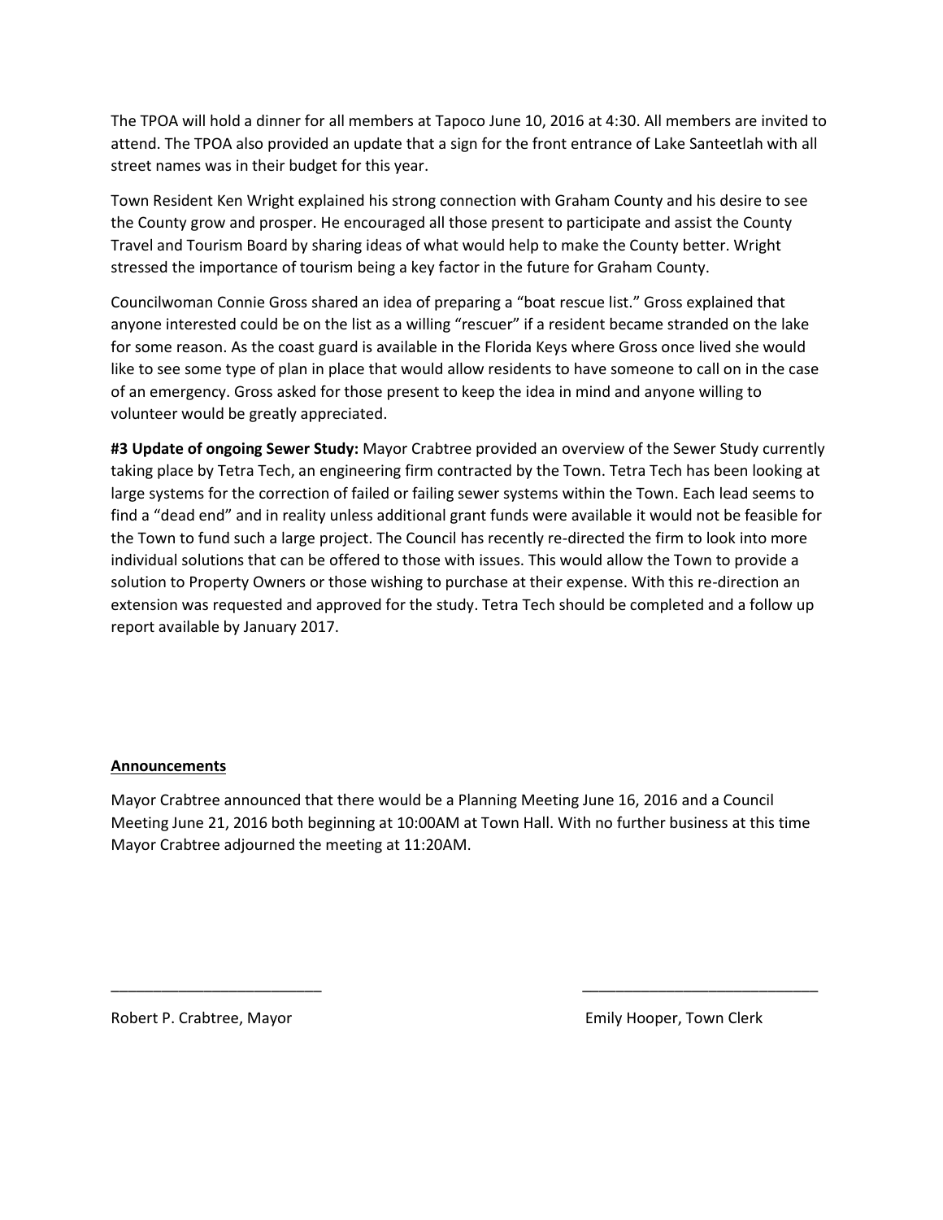The TPOA will hold a dinner for all members at Tapoco June 10, 2016 at 4:30. All members are invited to attend. The TPOA also provided an update that a sign for the front entrance of Lake Santeetlah with all street names was in their budget for this year.

Town Resident Ken Wright explained his strong connection with Graham County and his desire to see the County grow and prosper. He encouraged all those present to participate and assist the County Travel and Tourism Board by sharing ideas of what would help to make the County better. Wright stressed the importance of tourism being a key factor in the future for Graham County.

Councilwoman Connie Gross shared an idea of preparing a "boat rescue list." Gross explained that anyone interested could be on the list as a willing "rescuer" if a resident became stranded on the lake for some reason. As the coast guard is available in the Florida Keys where Gross once lived she would like to see some type of plan in place that would allow residents to have someone to call on in the case of an emergency. Gross asked for those present to keep the idea in mind and anyone willing to volunteer would be greatly appreciated.

**#3 Update of ongoing Sewer Study:** Mayor Crabtree provided an overview of the Sewer Study currently taking place by Tetra Tech, an engineering firm contracted by the Town. Tetra Tech has been looking at large systems for the correction of failed or failing sewer systems within the Town. Each lead seems to find a "dead end" and in reality unless additional grant funds were available it would not be feasible for the Town to fund such a large project. The Council has recently re-directed the firm to look into more individual solutions that can be offered to those with issues. This would allow the Town to provide a solution to Property Owners or those wishing to purchase at their expense. With this re-direction an extension was requested and approved for the study. Tetra Tech should be completed and a follow up report available by January 2017.

**Announcements**

Mayor Crabtree announced that there would be a Planning Meeting June 16, 2016 and a Council Meeting June 21, 2016 both beginning at 10:00AM at Town Hall. With no further business at this time Mayor Crabtree adjourned the meeting at 11:20AM.

_________________________ _____________________________

Robert P. Crabtree, Mayor Emily Hooper, Town Clerk